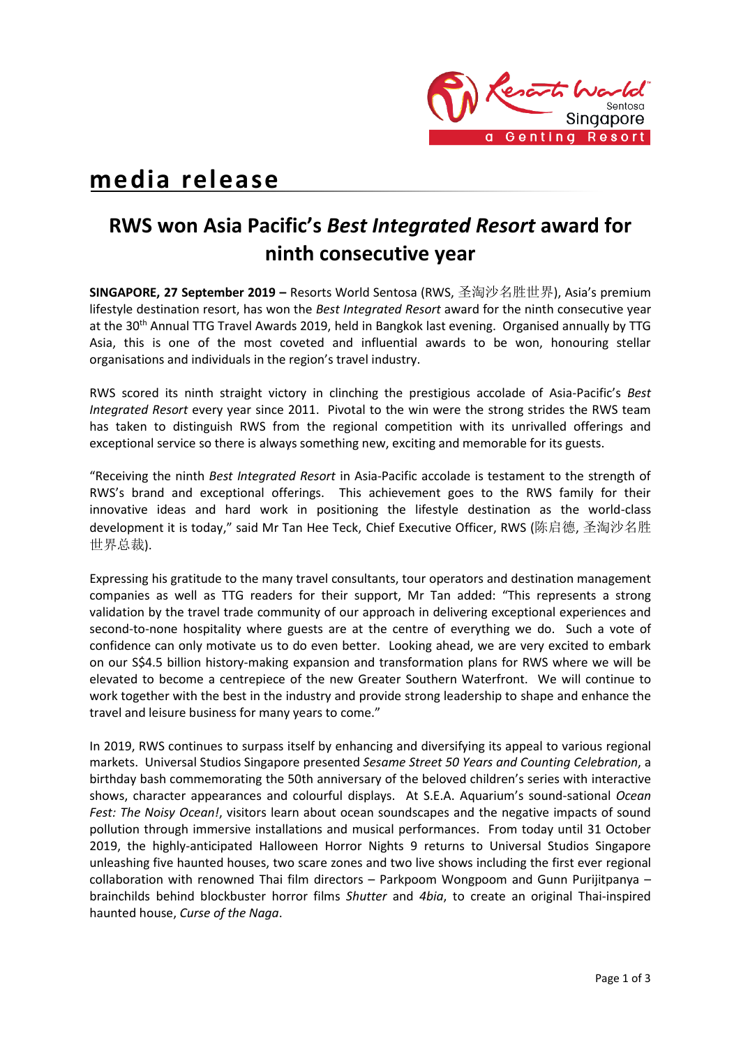# media release

## RWS won Asia Pacific's *Best Integrated Resort* award for ninth consecutive year

**SINGAPORE, 27 September 2019 –** Resorts World Sentosa (RWS, 圣淘沙名胜世界), Asia's premium lifestyle destination resort, has won the *Best Integrated Resort* award for the ninth consecutive year at the 30th Annual TTG Travel Awards 2019, held in Bangkok last evening. Organised annually by TTG Asia, this is one of the most coveted and influential awards to be won, honouring stellar organisations and individuals in the region's travel industry.

RWS scored its ninth straight victory in clinching the prestigious accolade of Asia-Pacific's *Best Integrated Resort* every year since 2011. Pivotal to the win were the strong strides the RWS team has taken to distinguish RWS from the regional competition with its unrivalled offerings and exceptional service so there is always something new, exciting and memorable for its guests.

"Receiving the ninth *Best Integrated Resort* in Asia-Pacific accolade is testament to the strength of RWS's brand and exceptional offerings. This achievement goes to the RWS family for their innovative ideas and hard work in positioning the lifestyle destination as the world-class development it is today," said Mr Tan Hee Teck, Chief Executive Officer, RWS (陈启德, 圣淘沙名胜世界总裁).

Expressing his gratitude to the many travel consultants, tour operators and destination management companies as well as TTG readers for their support, Mr Tan added: "This represents a strong validation by the travel trade community of our approach in delivering exceptional experiences and second-to-none hospitality where guests are at the centre of everything we do. Such a vote of confidence can only motivate us to do even better. Looking ahead, we are very excited to embark on our S$4.5 billion history-making expansion and transformation plans for RWS where we will be elevated to become a centrepiece of the new Greater Southern Waterfront. We will continue to work together with the best in the industry and provide strong leadership to shape and enhance the travel and leisure business for many years to come."

In 2019, RWS continues to surpass itself by enhancing and diversifying its appeal to various regional markets. Universal Studios Singapore presented *Sesame Street 50 Years and Counting Celebration*, a birthday bash commemorating the 50th anniversary of the beloved children's series with interactive shows, character appearances and colourful displays. At S.E.A. Aquarium's sound-sational *Ocean Fest: The Noisy Ocean!*, visitors learn about ocean soundscapes and the negative impacts of sound pollution through immersive installations and musical performances. From today until 31 October 2019, the highly-anticipated Halloween Horror Nights 9 returns to Universal Studios Singapore unleashing five haunted houses, two scare zones and two live shows including the first ever regional collaboration with renowned Thai film directors – Parkpoom Wongpoom and Gunn Purijitpanya – brainchilds behind blockbuster horror films *Shutter* and *4bia*, to create an original Thai-inspired haunted house, *Curse of the Naga*.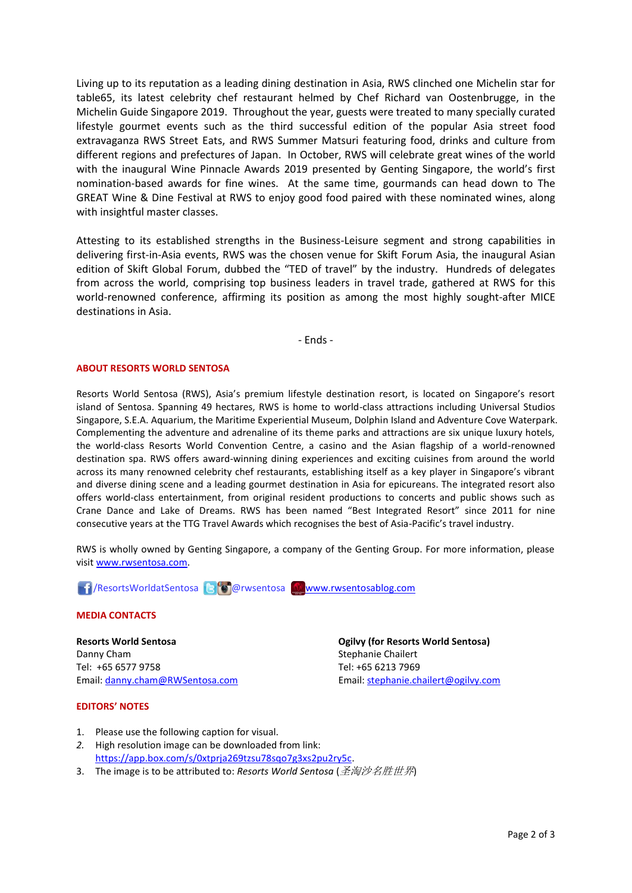Living up to its reputation as a leading dining destination in Asia, RWS clinched one Michelin star for table65, its latest celebrity chef restaurant helmed by Chef Richard van Oostenbrugge, in the Michelin Guide Singapore 2019. Throughout the year, guests were treated to many specially curated lifestyle gourmet events such as the third successful edition of the popular Asia street food extravaganza RWS Street Eats, and RWS Summer Matsuri featuring food, drinks and culture from different regions and prefectures of Japan. In October, RWS will celebrate great wines of the world with the inaugural Wine Pinnacle Awards 2019 presented by Genting Singapore, the world's first nomination-based awards for fine wines. At the same time, gourmands can head down to The GREAT Wine & Dine Festival at RWS to enjoy good food paired with these nominated wines, along with insightful master classes.

Attesting to its established strengths in the Business-Leisure segment and strong capabilities in delivering first-in-Asia events, RWS was the chosen venue for Skift Forum Asia, the inaugural Asian edition of Skift Global Forum, dubbed the "TED of travel" by the industry. Hundreds of delegates from across the world, comprising top business leaders in travel trade, gathered at RWS for this world-renowned conference, affirming its position as among the most highly sought-after MICE destinations in Asia.

- Ends -

**ABOUT RESORTS WORLD SENTOSA**

Resorts World Sentosa (RWS), Asia's premium lifestyle destination resort, is located on Singapore's resort island of Sentosa. Spanning 49 hectares, RWS is home to world-class attractions including Universal Studios Singapore, S.E.A. Aquarium, the Maritime Experiential Museum, Dolphin Island and Adventure Cove Waterpark. Complementing the adventure and adrenaline of its theme parks and attractions are six unique luxury hotels, the world-class Resorts World Convention Centre, a casino and the Asian flagship of a world-renowned destination spa. RWS offers award-winning dining experiences and exciting cuisines from around the world across its many renowned celebrity chef restaurants, establishing itself as a key player in Singapore's vibrant and diverse dining scene and a leading gourmet destination in Asia for epicureans. The integrated resort also offers world-class entertainment, from original resident productions to concerts and public shows such as Crane Dance and Lake of Dreams. RWS has been named "Best Integrated Resort" since 2011 for nine consecutive years at the TTG Travel Awards which recognises the best of Asia-Pacific's travel industry.

RWS is wholly owned by Genting Singapore, a company of the Genting Group. For more information, please visit www.rwsentosa.com.

/ResortsWorldatSentosa @rwsentosa www.rwsentosablog.com

**MEDIA CONTACTS**

**Resorts World Sentosa**
Danny Cham
Tel: +65 6577 9758
Email: danny.cham@RWSentosa.com

**Ogilvy (for Resorts World Sentosa)**
Stephanie Chailert
Tel: +65 6213 7969
Email: stephanie.chailert@ogilvy.com

**EDITORS' NOTES**

1. Please use the following caption for visual.
2. High resolution image can be downloaded from link: https://app.box.com/s/0xtprja269tzsu78sqo7g3xs2pu2ry5c.
3. The image is to be attributed to: *Resorts World Sentosa* (*圣淘沙名胜世界*)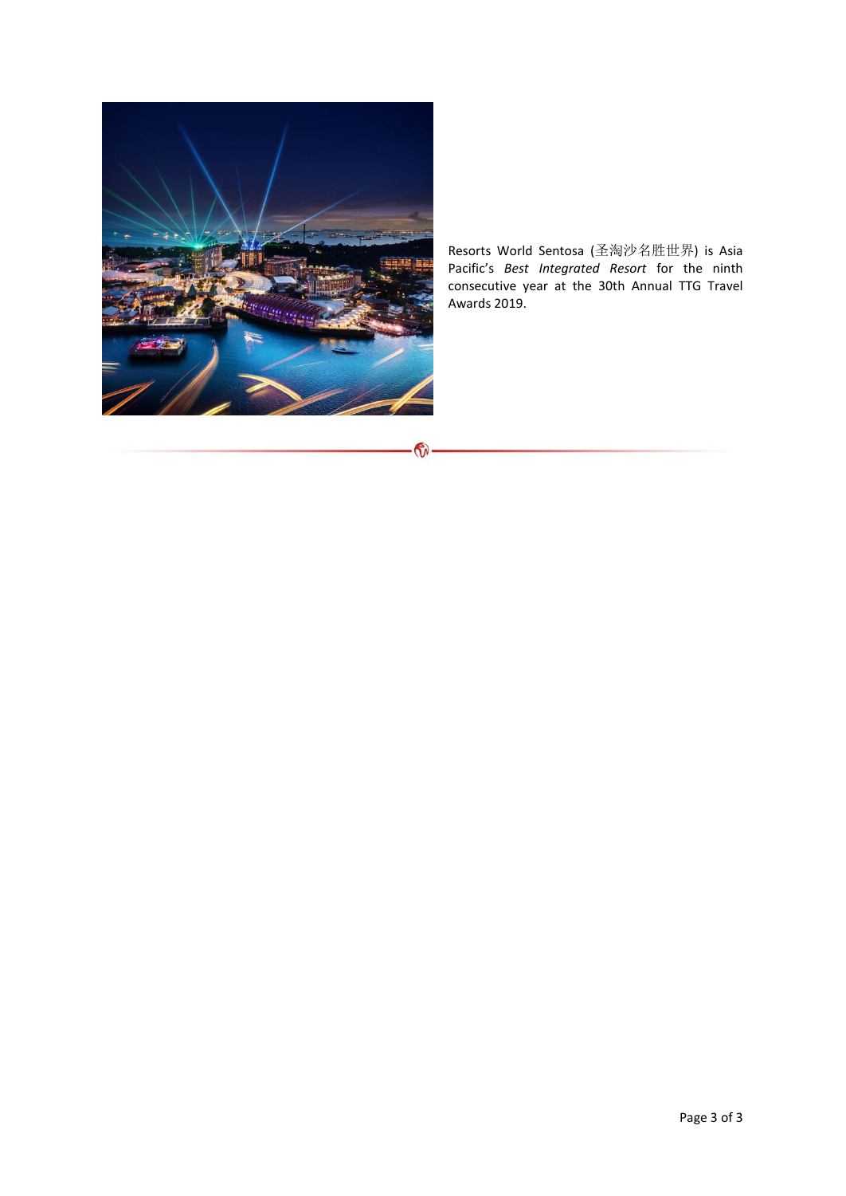Resorts World Sentosa (圣淘沙名胜世界) is Asia Pacific's *Best Integrated Resort* for the ninth consecutive year at the 30th Annual TTG Travel Awards 2019.